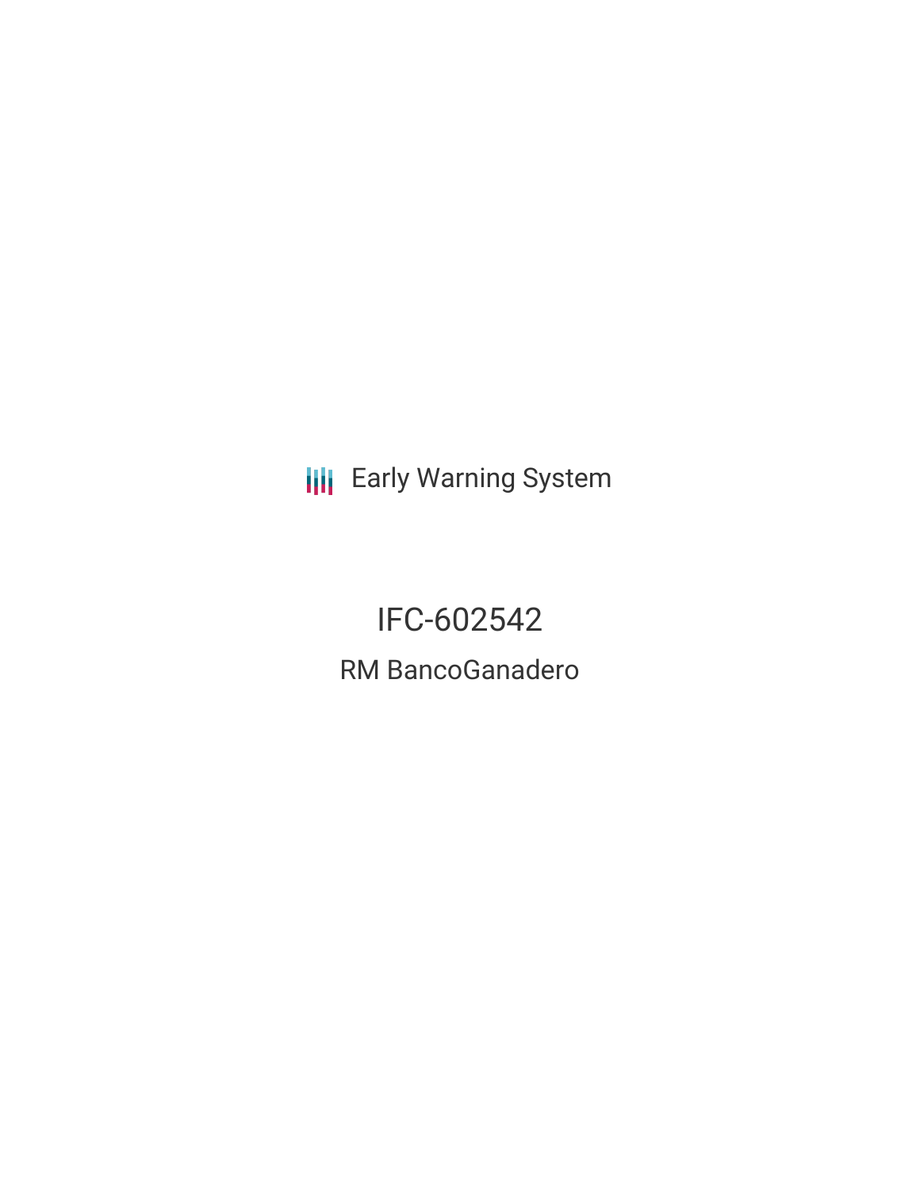Early Warning System

# IFC-602542

## RM BancoGanadero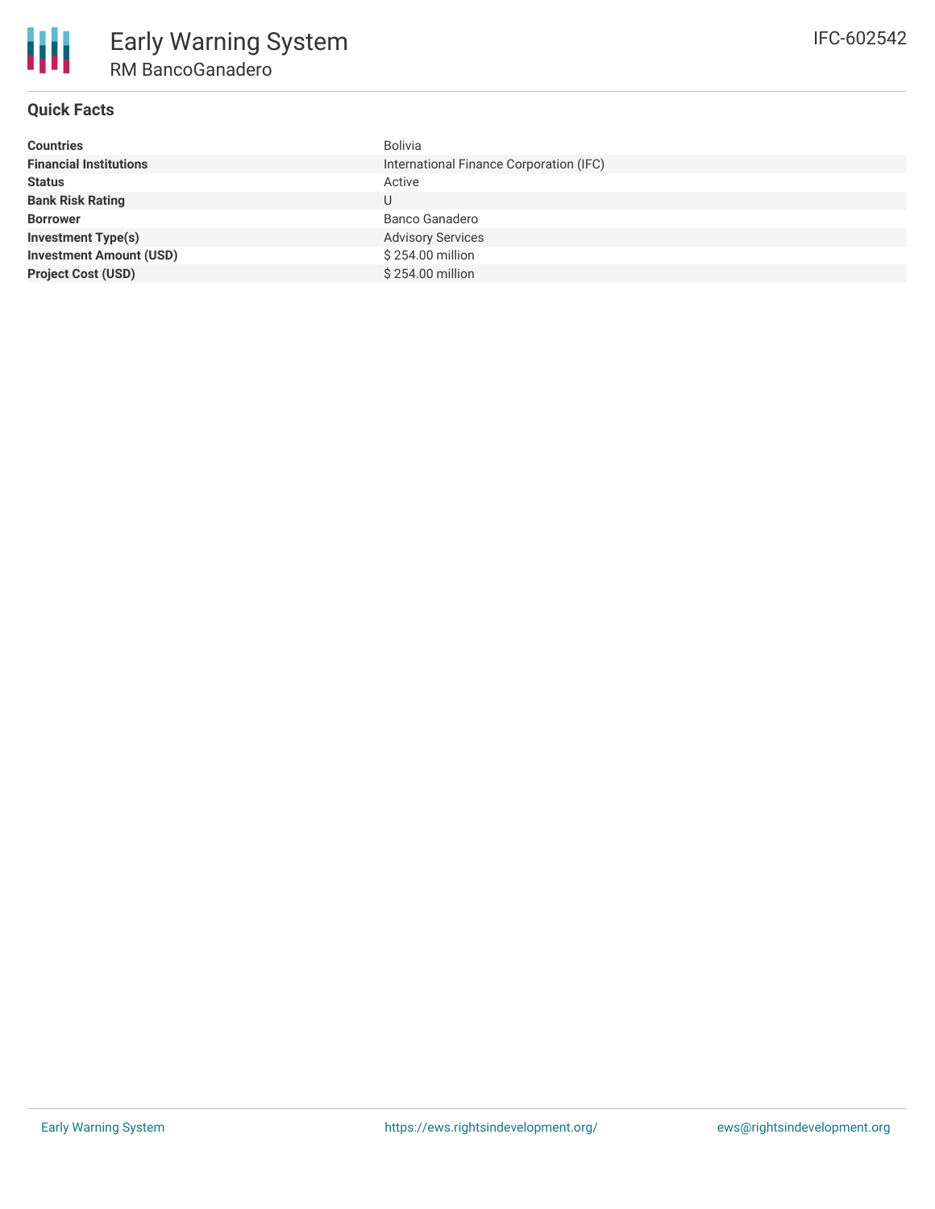# Early Warning System

## RM BancoGanadero

IFC-602542

### Quick Facts

| | |
|---|---|
| **Countries** | Bolivia |
| **Financial Institutions** | International Finance Corporation (IFC) |
| **Status** | Active |
| **Bank Risk Rating** | U |
| **Borrower** | Banco Ganadero |
| **Investment Type(s)** | Advisory Services |
| **Investment Amount (USD)** | $ 254.00 million |
| **Project Cost (USD)** | $ 254.00 million |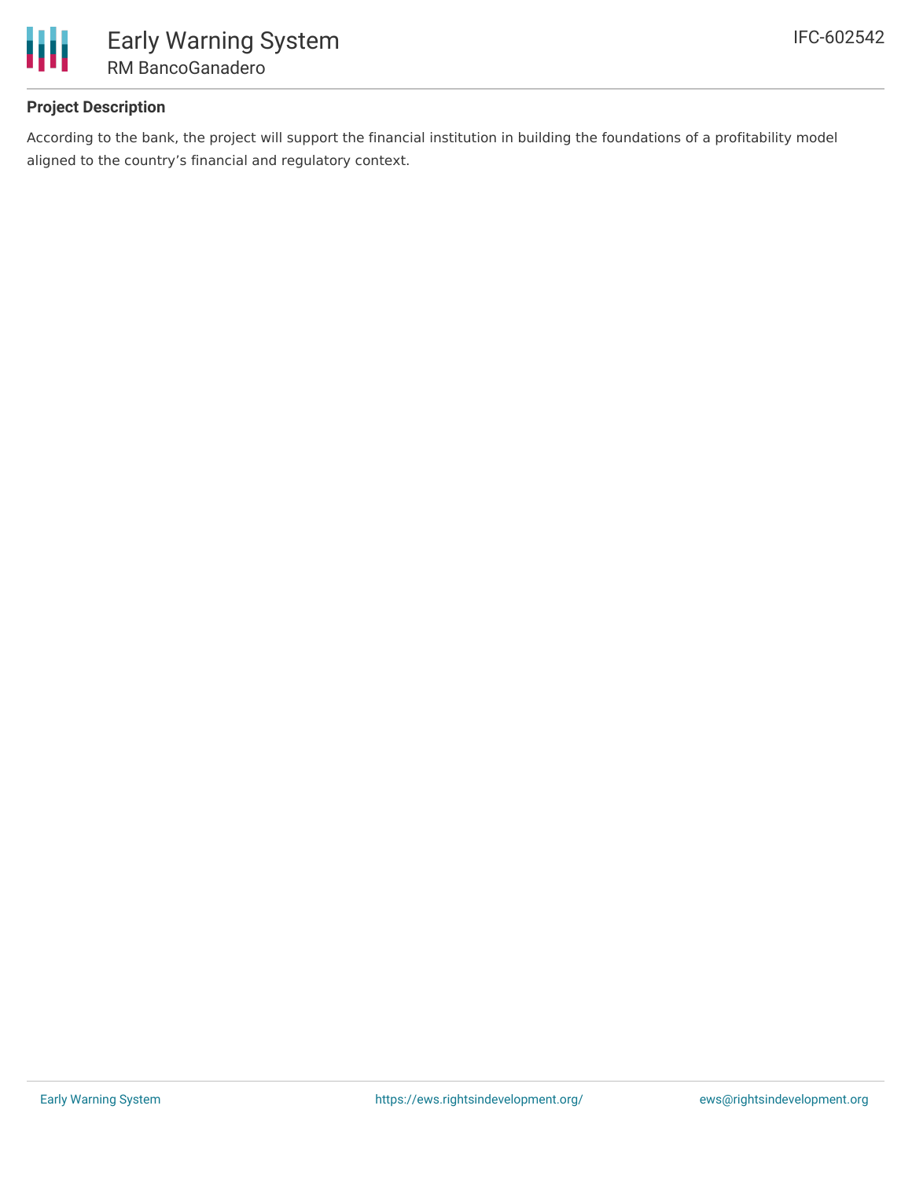## Project Description

According to the bank, the project will support the financial institution in building the foundations of a profitability model aligned to the country’s financial and regulatory context.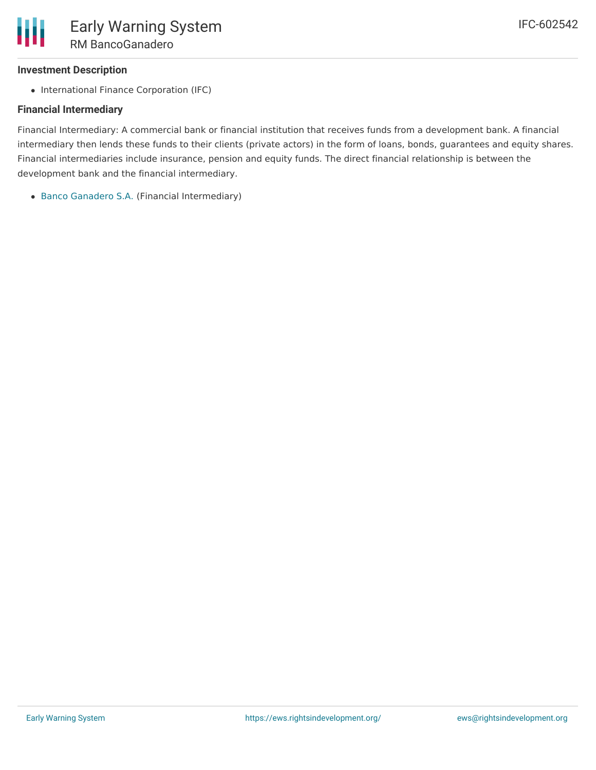### Investment Description

- International Finance Corporation (IFC)

### Financial Intermediary

Financial Intermediary: A commercial bank or financial institution that receives funds from a development bank. A financial intermediary then lends these funds to their clients (private actors) in the form of loans, bonds, guarantees and equity shares. Financial intermediaries include insurance, pension and equity funds. The direct financial relationship is between the development bank and the financial intermediary.

- Banco Ganadero S.A. (Financial Intermediary)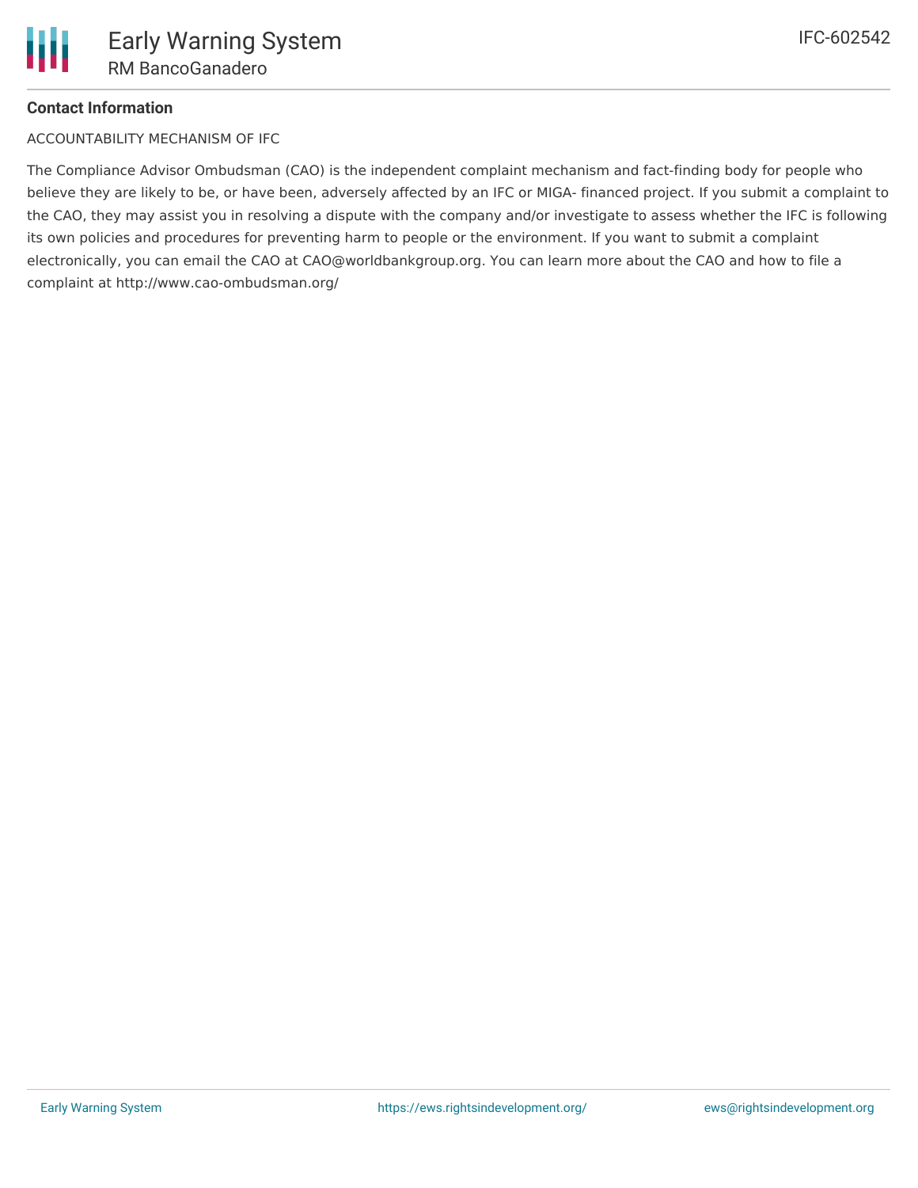**Contact Information**

ACCOUNTABILITY MECHANISM OF IFC

The Compliance Advisor Ombudsman (CAO) is the independent complaint mechanism and fact-finding body for people who believe they are likely to be, or have been, adversely affected by an IFC or MIGA- financed project. If you submit a complaint to the CAO, they may assist you in resolving a dispute with the company and/or investigate to assess whether the IFC is following its own policies and procedures for preventing harm to people or the environment. If you want to submit a complaint electronically, you can email the CAO at CAO@worldbankgroup.org. You can learn more about the CAO and how to file a complaint at http://www.cao-ombudsman.org/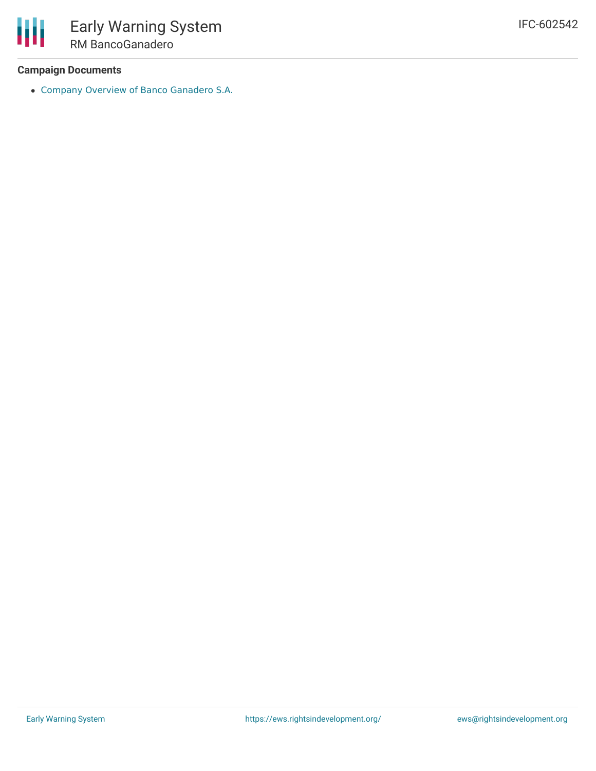**Campaign Documents**

- Company Overview of Banco Ganadero S.A.